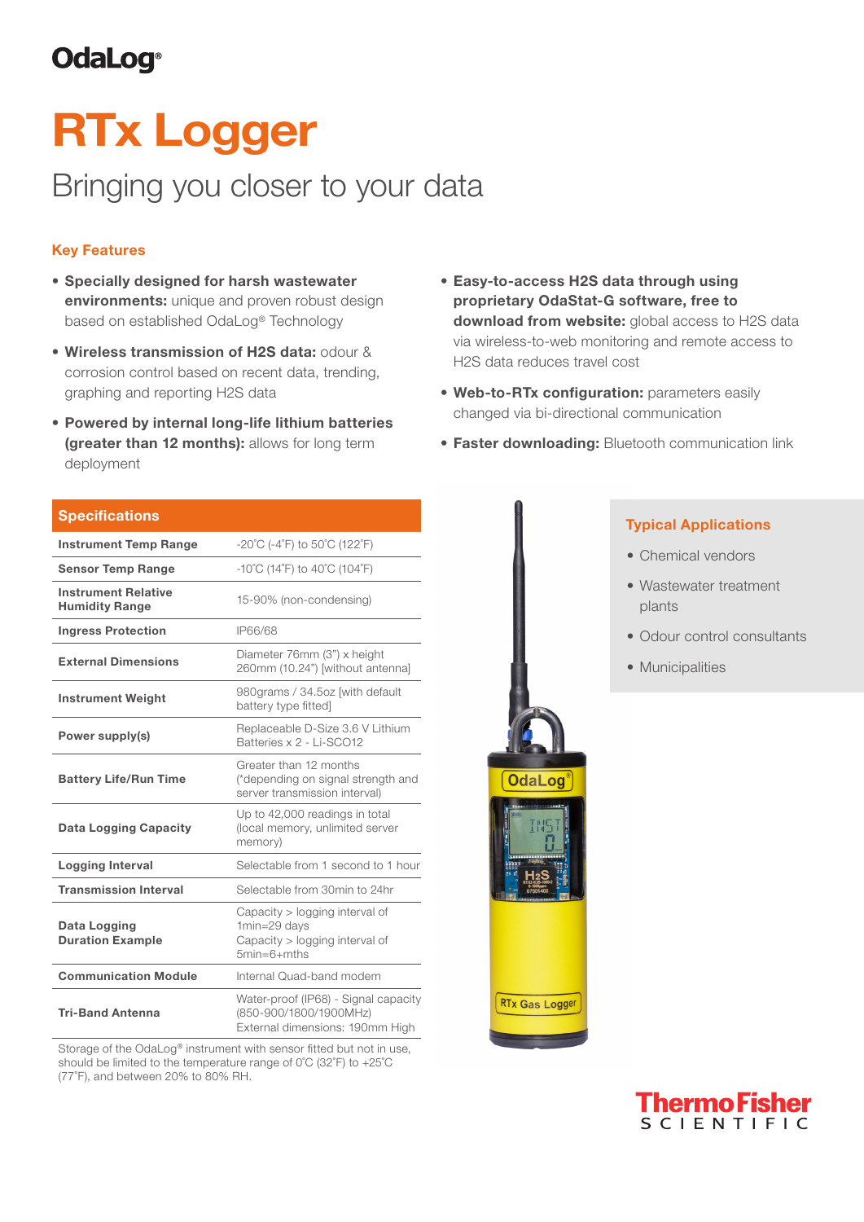OdaLog®

# RTx Logger

## Bringing you closer to your data

### Key Features

- **Specially designed for harsh wastewater environments:** unique and proven robust design based on established OdaLog® Technology
- **Wireless transmission of $H_2S$ data:** odour & corrosion control based on recent data, trending, graphing and reporting $H_2S$ data
- **Powered by internal long-life lithium batteries (greater than 12 months):** allows for long term deployment
- **Easy-to-access $H_2S$ data through using proprietary OdaStat-G software, free to download from website:** global access to $H_2S$ data via wireless-to-web monitoring and remote access to $H_2S$ data reduces travel cost
- **Web-to-RTx configuration:** parameters easily changed via bi-directional communication
- **Faster downloading:** Bluetooth communication link

### Specifications

| Specifications | |
|---|---|
| Instrument Temp Range | -20˚C (-4˚F) to 50˚C (122˚F) |
| Sensor Temp Range | -10˚C (14˚F) to 40˚C (104˚F) |
| Instrument Relative Humidity Range | 15-90% (non-condensing) |
| Ingress Protection | IP66/68 |
| External Dimensions | Diameter 76mm (3") x height 260mm (10.24") [without antenna] |
| Instrument Weight | 980grams / 34.5oz [with default battery type fitted] |
| Power supply(s) | Replaceable D-Size 3.6 V Lithium Batteries x 2 - Li-SCO12 |
| Battery Life/Run Time | Greater than 12 months (*depending on signal strength and server transmission interval) |
| Data Logging Capacity | Up to 42,000 readings in total (local memory, unlimited server memory) |
| Logging Interval | Selectable from 1 second to 1 hour |
| Transmission Interval | Selectable from 30min to 24hr |
| Data Logging Duration Example | Capacity > logging interval of 1min=29 days<br>Capacity > logging interval of 5min=6+mths |
| Communication Module | Internal Quad-band modem |
| Tri-Band Antenna | Water-proof (IP68) - Signal capacity (850-900/1800/1900MHz)<br>External dimensions: 190mm High |

Storage of the OdaLog® instrument with sensor fitted but not in use, should be limited to the temperature range of 0˚C (32˚F) to +25˚C (77˚F), and between 20% to 80% RH.

### Typical Applications

- Chemical vendors
- Wastewater treatment plants
- Odour control consultants
- Municipalities

ThermoFisher SCIENTIFIC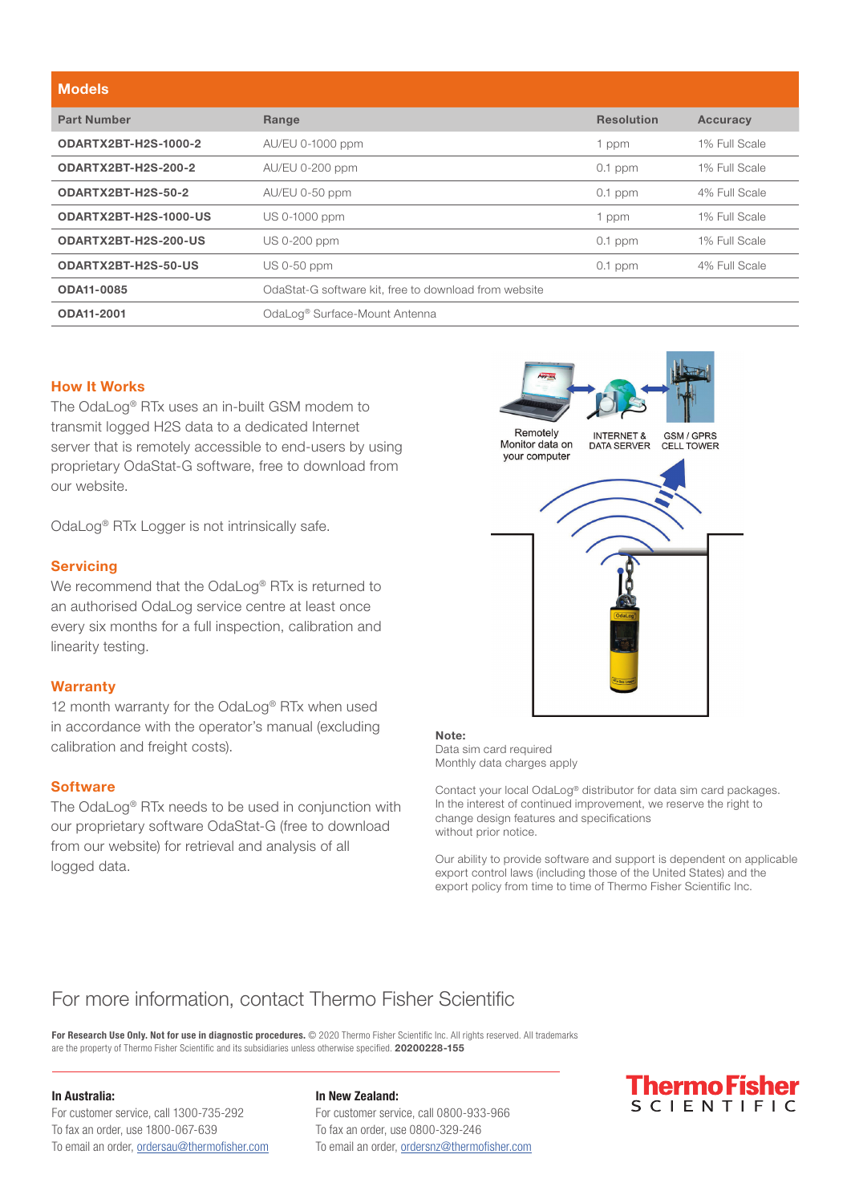## Models

| Part Number | Range | Resolution | Accuracy |
|---|---|---|---|
| **ODARTX2BT-H2S-1000-2** | AU/EU 0-1000 ppm | 1 ppm | 1% Full Scale |
| **ODARTX2BT-H2S-200-2** | AU/EU 0-200 ppm | 0.1 ppm | 1% Full Scale |
| **ODARTX2BT-H2S-50-2** | AU/EU 0-50 ppm | 0.1 ppm | 4% Full Scale |
| **ODARTX2BT-H2S-1000-US** | US 0-1000 ppm | 1 ppm | 1% Full Scale |
| **ODARTX2BT-H2S-200-US** | US 0-200 ppm | 0.1 ppm | 1% Full Scale |
| **ODARTX2BT-H2S-50-US** | US 0-50 ppm | 0.1 ppm | 4% Full Scale |
| **ODA11-0085** | OdaStat-G software kit, free to download from website | | |
| **ODA11-2001** | OdaLog® Surface-Mount Antenna | | |

### How It Works

The OdaLog® RTx uses an in-built GSM modem to transmit logged H2S data to a dedicated Internet server that is remotely accessible to end-users by using proprietary OdaStat-G software, free to download from our website.

OdaLog® RTx Logger is not intrinsically safe.

### Servicing

We recommend that the OdaLog® RTx is returned to an authorised OdaLog service centre at least once every six months for a full inspection, calibration and linearity testing.

### Warranty

12 month warranty for the OdaLog® RTx when used in accordance with the operator's manual (excluding calibration and freight costs).

### Software

The OdaLog® RTx needs to be used in conjunction with our proprietary software OdaStat-G (free to download from our website) for retrieval and analysis of all logged data.

Remotely Monitor data on your computer

INTERNET & DATA SERVER

GSM / GPRS CELL TOWER

**Note:**
Data sim card required
Monthly data charges apply

Contact your local OdaLog® distributor for data sim card packages. In the interest of continued improvement, we reserve the right to change design features and specifications without prior notice.

Our ability to provide software and support is dependent on applicable export control laws (including those of the United States) and the export policy from time to time of Thermo Fisher Scientific Inc.

## For more information, contact Thermo Fisher Scientific

**For Research Use Only. Not for use in diagnostic procedures.** © 2020 Thermo Fisher Scientific Inc. All rights reserved. All trademarks are the property of Thermo Fisher Scientific and its subsidiaries unless otherwise specified. **20200228-155**

**In Australia:**
For customer service, call 1300-735-292
To fax an order, use 1800-067-639
To email an order, ordersau@thermofisher.com

**In New Zealand:**
For customer service, call 0800-933-966
To fax an order, use 0800-329-246
To email an order, ordersnz@thermofisher.com

ThermoFisher SCIENTIFIC